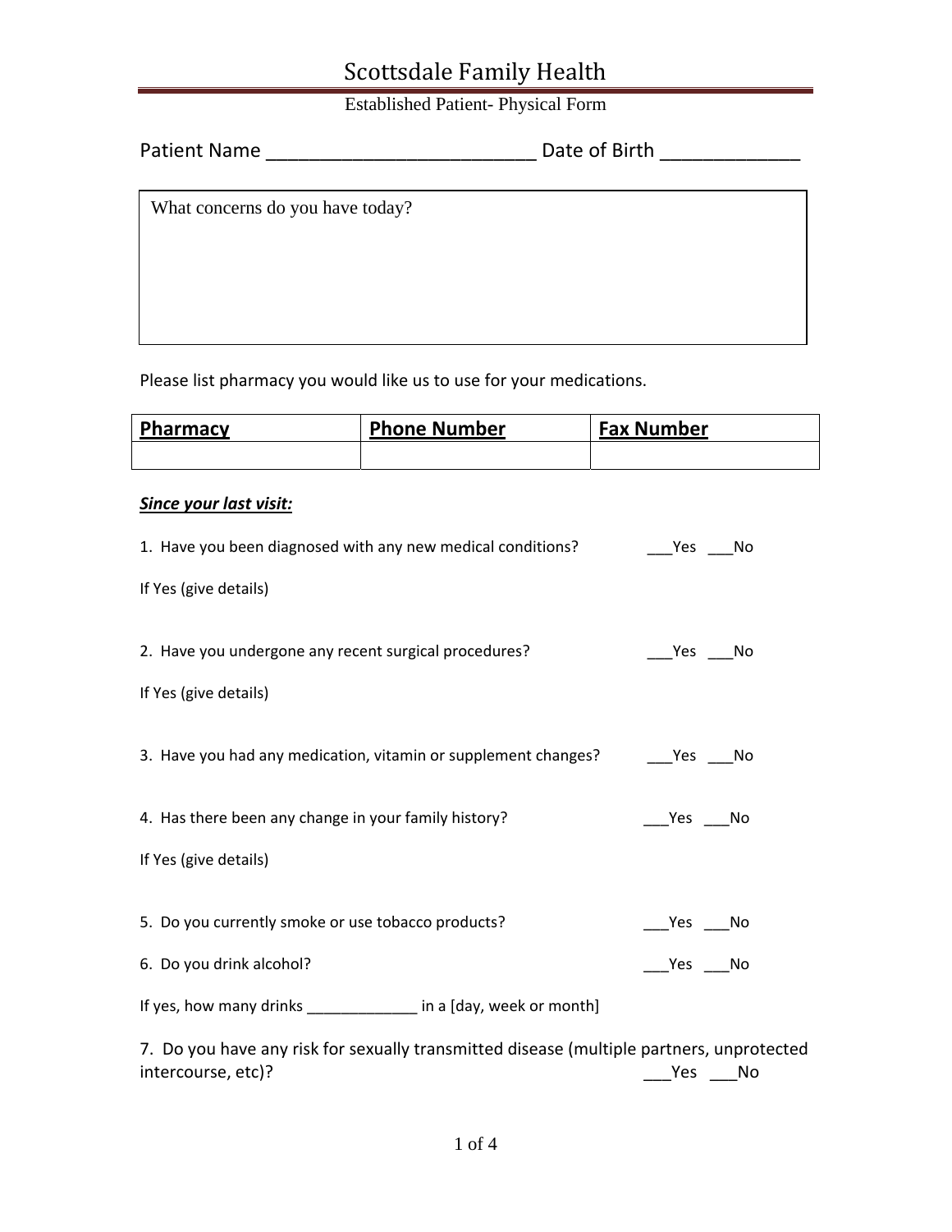# Scottsdale Family Health

Established Patient- Physical Form

Patient Name _________________________ Date of Birth _____________

| What concerns do you have today? |
|---|
| |

Please list pharmacy you would like us to use for your medications.

| **Pharmacy** | **Phone Number** | **Fax Number** |
|---|---|---|
| | | |

***Since your last visit:***

1. Have you been diagnosed with any new medical conditions? ___Yes ___No

If Yes (give details)

2. Have you undergone any recent surgical procedures? ___Yes ___No

If Yes (give details)

3. Have you had any medication, vitamin or supplement changes? ___Yes ___No

4. Has there been any change in your family history? ___Yes ___No

If Yes (give details)

5. Do you currently smoke or use tobacco products? ___Yes ___No

6. Do you drink alcohol? ___Yes ___No

If yes, how many drinks _____________ in a [day, week or month]

7. Do you have any risk for sexually transmitted disease (multiple partners, unprotected intercourse, etc)? ___Yes ___No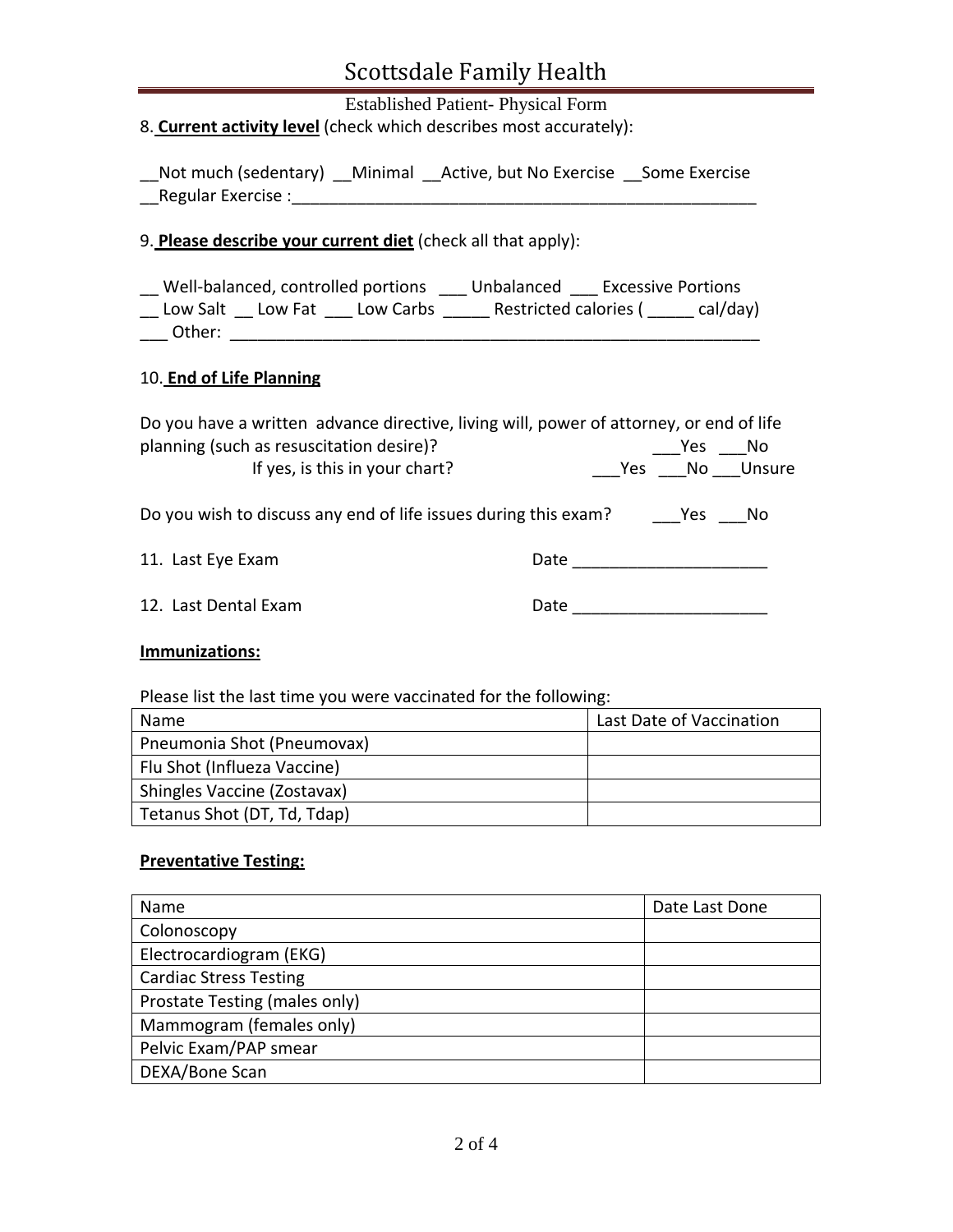# Scottsdale Family Health

Established Patient- Physical Form

8. **Current activity level** (check which describes most accurately):

__Not much (sedentary) __Minimal __Active, but No Exercise __Some Exercise
__Regular Exercise :_____________________________________________________

9. **Please describe your current diet** (check all that apply):

__ Well-balanced, controlled portions ___ Unbalanced ___ Excessive Portions
__ Low Salt __ Low Fat ___ Low Carbs _____ Restricted calories ( _____ cal/day)
___ Other: ____________________________________________________________

10. **End of Life Planning**

Do you have a written advance directive, living will, power of attorney, or end of life planning (such as resuscitation desire)? ___Yes ___No

If yes, is this in your chart? ___Yes ___No ___Unsure

Do you wish to discuss any end of life issues during this exam? ___Yes ___No

11. Last Eye Exam Date _____________________

12. Last Dental Exam Date _____________________

**Immunizations:**

Please list the last time you were vaccinated for the following:

| Name | Last Date of Vaccination |
|---|---|
| Pneumonia Shot (Pneumovax) | |
| Flu Shot (Influeza Vaccine) | |
| Shingles Vaccine (Zostavax) | |
| Tetanus Shot (DT, Td, Tdap) | |

**Preventative Testing:**

| Name | Date Last Done |
|---|---|
| Colonoscopy | |
| Electrocardiogram (EKG) | |
| Cardiac Stress Testing | |
| Prostate Testing (males only) | |
| Mammogram (females only) | |
| Pelvic Exam/PAP smear | |
| DEXA/Bone Scan | |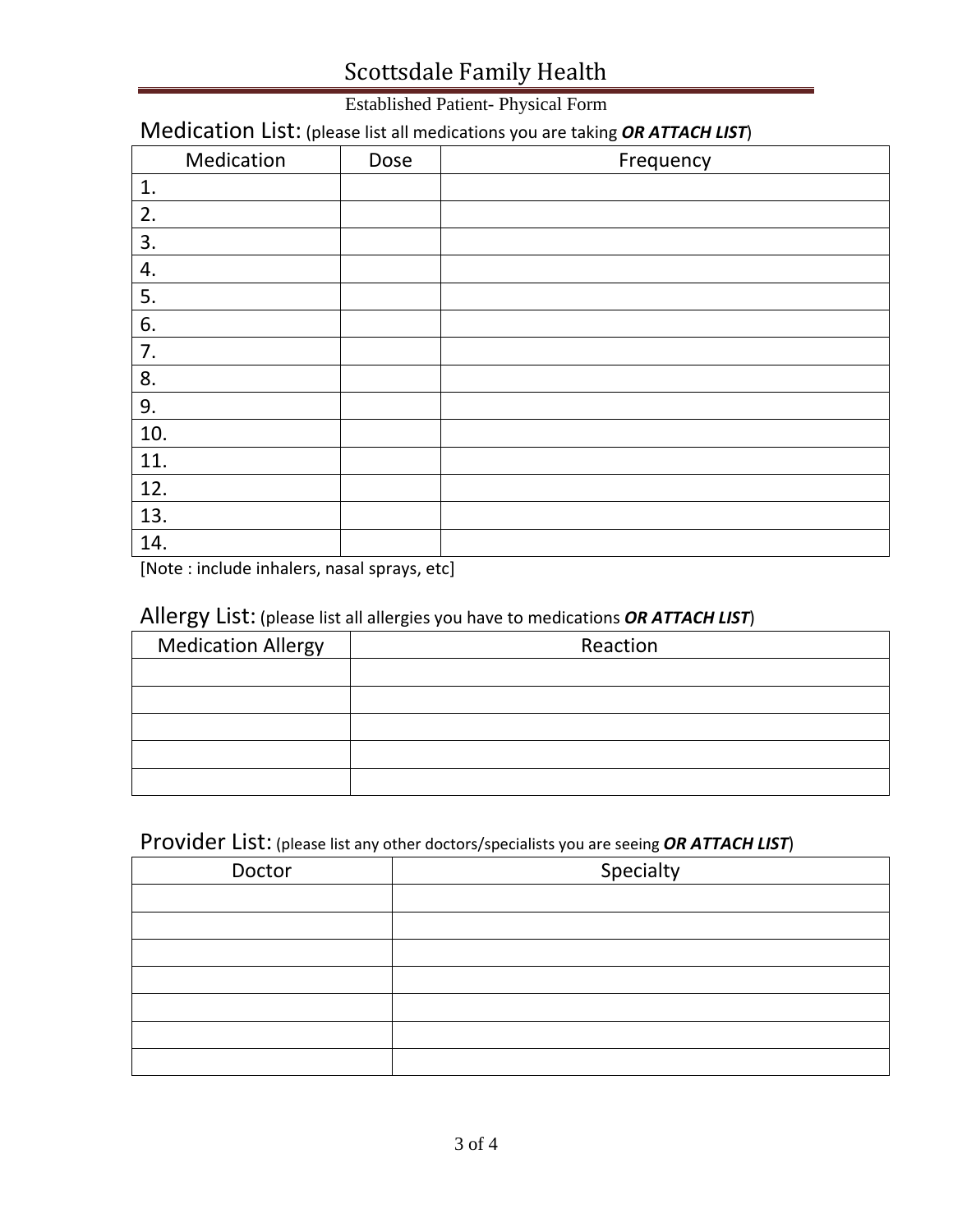# Scottsdale Family Health

Established Patient- Physical Form

## Medication List: (please list all medications you are taking ***OR ATTACH LIST***)

| Medication | Dose | Frequency |
|---|---|---|
| 1. | | |
| 2. | | |
| 3. | | |
| 4. | | |
| 5. | | |
| 6. | | |
| 7. | | |
| 8. | | |
| 9. | | |
| 10. | | |
| 11. | | |
| 12. | | |
| 13. | | |
| 14. | | |

[Note : include inhalers, nasal sprays, etc]

## Allergy List: (please list all allergies you have to medications ***OR ATTACH LIST***)

| Medication Allergy | Reaction |
|---|---|
| | |
| | |
| | |
| | |
| | |

## Provider List: (please list any other doctors/specialists you are seeing ***OR ATTACH LIST***)

| Doctor | Specialty |
|---|---|
| | |
| | |
| | |
| | |
| | |
| | |
| | |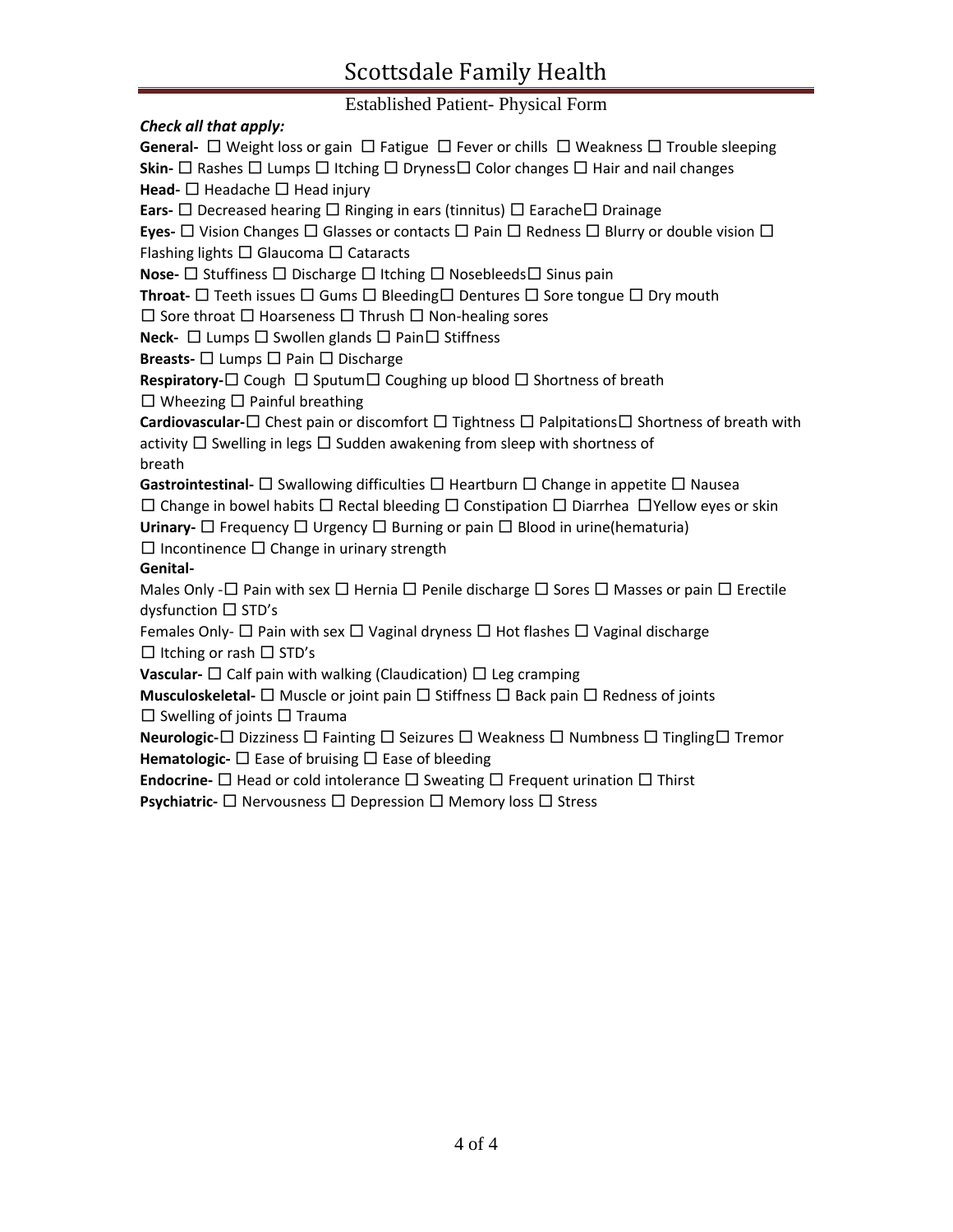# Scottsdale Family Health

## Established Patient- Physical Form

***Check all that apply:***

**General-** ☐ Weight loss or gain ☐ Fatigue ☐ Fever or chills ☐ Weakness ☐ Trouble sleeping
**Skin-** ☐ Rashes ☐ Lumps ☐ Itching ☐ Dryness ☐ Color changes ☐ Hair and nail changes
**Head-** ☐ Headache ☐ Head injury
**Ears-** ☐ Decreased hearing ☐ Ringing in ears (tinnitus) ☐ Earache ☐ Drainage
**Eyes-** ☐ Vision Changes ☐ Glasses or contacts ☐ Pain ☐ Redness ☐ Blurry or double vision ☐ Flashing lights ☐ Glaucoma ☐ Cataracts
**Nose-** ☐ Stuffiness ☐ Discharge ☐ Itching ☐ Nosebleeds ☐ Sinus pain
**Throat-** ☐ Teeth issues ☐ Gums ☐ Bleeding ☐ Dentures ☐ Sore tongue ☐ Dry mouth ☐ Sore throat ☐ Hoarseness ☐ Thrush ☐ Non-healing sores
**Neck-** ☐ Lumps ☐ Swollen glands ☐ Pain ☐ Stiffness
**Breasts-** ☐ Lumps ☐ Pain ☐ Discharge
**Respiratory-** ☐ Cough ☐ Sputum ☐ Coughing up blood ☐ Shortness of breath ☐ Wheezing ☐ Painful breathing
**Cardiovascular-** ☐ Chest pain or discomfort ☐ Tightness ☐ Palpitations ☐ Shortness of breath with activity ☐ Swelling in legs ☐ Sudden awakening from sleep with shortness of breath
**Gastrointestinal-** ☐ Swallowing difficulties ☐ Heartburn ☐ Change in appetite ☐ Nausea ☐ Change in bowel habits ☐ Rectal bleeding ☐ Constipation ☐ Diarrhea ☐ Yellow eyes or skin
**Urinary-** ☐ Frequency ☐ Urgency ☐ Burning or pain ☐ Blood in urine(hematuria) ☐ Incontinence ☐ Change in urinary strength
**Genital-**
Males Only - ☐ Pain with sex ☐ Hernia ☐ Penile discharge ☐ Sores ☐ Masses or pain ☐ Erectile dysfunction ☐ STD's
Females Only- ☐ Pain with sex ☐ Vaginal dryness ☐ Hot flashes ☐ Vaginal discharge ☐ Itching or rash ☐ STD's
**Vascular-** ☐ Calf pain with walking (Claudication) ☐ Leg cramping
**Musculoskeletal-** ☐ Muscle or joint pain ☐ Stiffness ☐ Back pain ☐ Redness of joints ☐ Swelling of joints ☐ Trauma
**Neurologic-** ☐ Dizziness ☐ Fainting ☐ Seizures ☐ Weakness ☐ Numbness ☐ Tingling ☐ Tremor
**Hematologic-** ☐ Ease of bruising ☐ Ease of bleeding
**Endocrine-** ☐ Head or cold intolerance ☐ Sweating ☐ Frequent urination ☐ Thirst
**Psychiatric-** ☐ Nervousness ☐ Depression ☐ Memory loss ☐ Stress